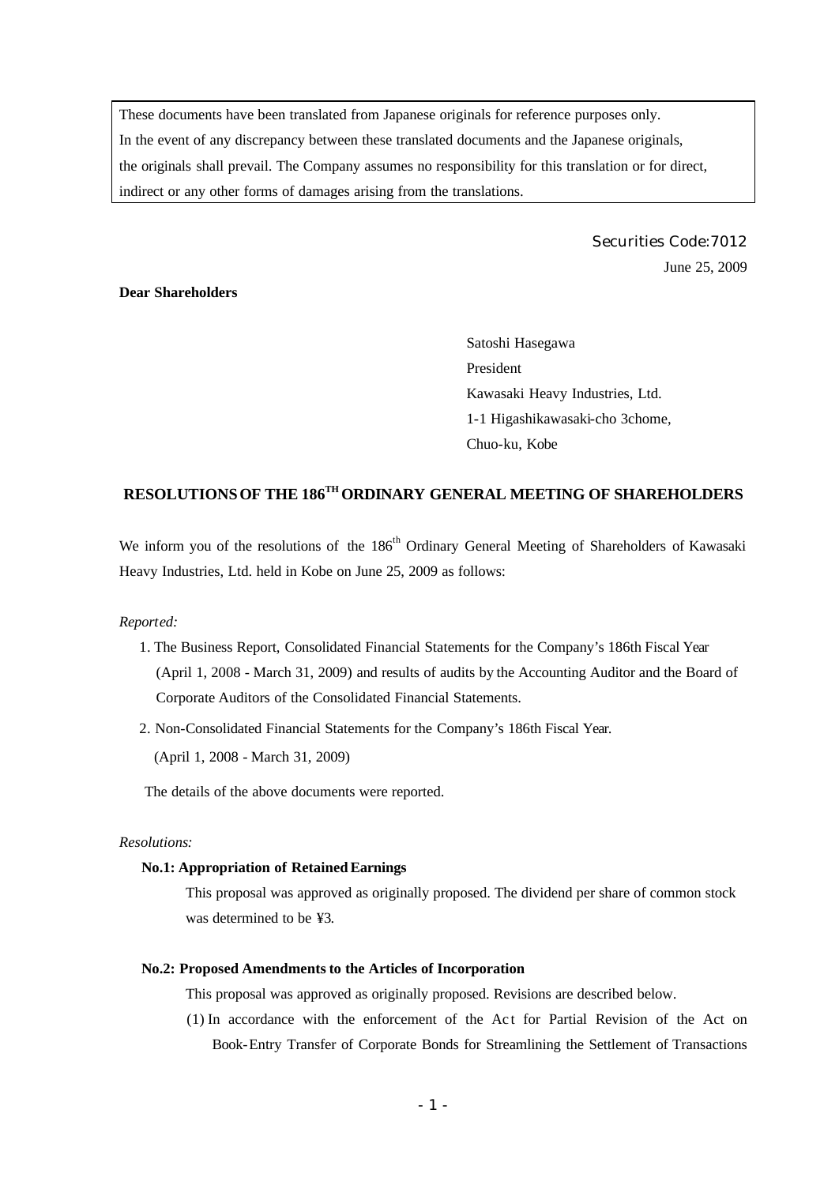These documents have been translated from Japanese originals for reference purposes only.
In the event of any discrepancy between these translated documents and the Japanese originals, the originals shall prevail. The Company assumes no responsibility for this translation or for direct, indirect or any other forms of damages arising from the translations.

Securities Code:7012

June 25, 2009

**Dear Shareholders**

Satoshi Hasegawa
President
Kawasaki Heavy Industries, Ltd.
1-1 Higashikawasaki-cho 3chome,
Chuo-ku, Kobe

# RESOLUTIONS OF THE 186TH ORDINARY GENERAL MEETING OF SHAREHOLDERS

We inform you of the resolutions of the 186th Ordinary General Meeting of Shareholders of Kawasaki Heavy Industries, Ltd. held in Kobe on June 25, 2009 as follows:

*Reported:*

1. The Business Report, Consolidated Financial Statements for the Company's 186th Fiscal Year (April 1, 2008 - March 31, 2009) and results of audits by the Accounting Auditor and the Board of Corporate Auditors of the Consolidated Financial Statements.
2. Non-Consolidated Financial Statements for the Company's 186th Fiscal Year. (April 1, 2008 - March 31, 2009)

The details of the above documents were reported.

*Resolutions:*

**No.1: Appropriation of Retained Earnings**

This proposal was approved as originally proposed. The dividend per share of common stock was determined to be ¥3.

**No.2: Proposed Amendments to the Articles of Incorporation**

This proposal was approved as originally proposed. Revisions are described below.

(1) In accordance with the enforcement of the Act for Partial Revision of the Act on Book-Entry Transfer of Corporate Bonds for Streamlining the Settlement of Transactions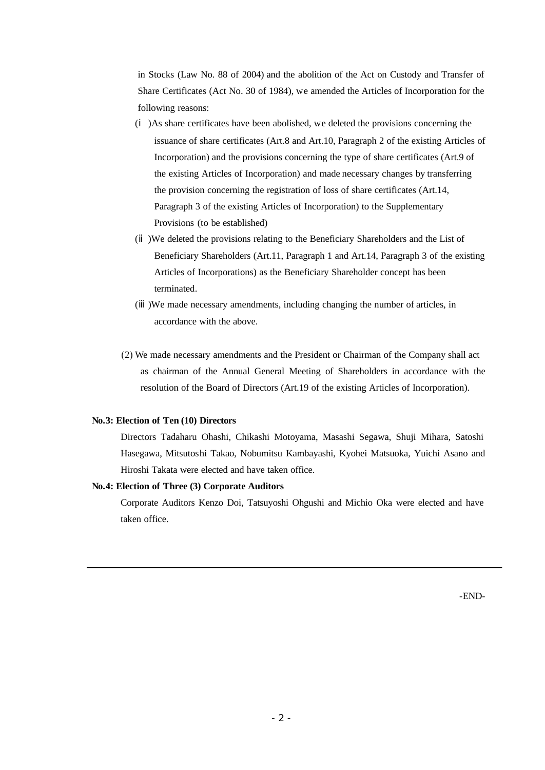in Stocks (Law No. 88 of 2004) and the abolition of the Act on Custody and Transfer of Share Certificates (Act No. 30 of 1984), we amended the Articles of Incorporation for the following reasons:

(ⅰ)As share certificates have been abolished, we deleted the provisions concerning the issuance of share certificates (Art.8 and Art.10, Paragraph 2 of the existing Articles of Incorporation) and the provisions concerning the type of share certificates (Art.9 of the existing Articles of Incorporation) and made necessary changes by transferring the provision concerning the registration of loss of share certificates (Art.14, Paragraph 3 of the existing Articles of Incorporation) to the Supplementary Provisions (to be established)

(ⅱ)We deleted the provisions relating to the Beneficiary Shareholders and the List of Beneficiary Shareholders (Art.11, Paragraph 1 and Art.14, Paragraph 3 of the existing Articles of Incorporations) as the Beneficiary Shareholder concept has been terminated.

(ⅲ)We made necessary amendments, including changing the number of articles, in accordance with the above.

(2) We made necessary amendments and the President or Chairman of the Company shall act as chairman of the Annual General Meeting of Shareholders in accordance with the resolution of the Board of Directors (Art.19 of the existing Articles of Incorporation).

**No.3: Election of Ten (10) Directors**

Directors Tadaharu Ohashi, Chikashi Motoyama, Masashi Segawa, Shuji Mihara, Satoshi Hasegawa, Mitsutoshi Takao, Nobumitsu Kambayashi, Kyohei Matsuoka, Yuichi Asano and Hiroshi Takata were elected and have taken office.

**No.4: Election of Three (3) Corporate Auditors**

Corporate Auditors Kenzo Doi, Tatsuyoshi Ohgushi and Michio Oka were elected and have taken office.

---

-END-